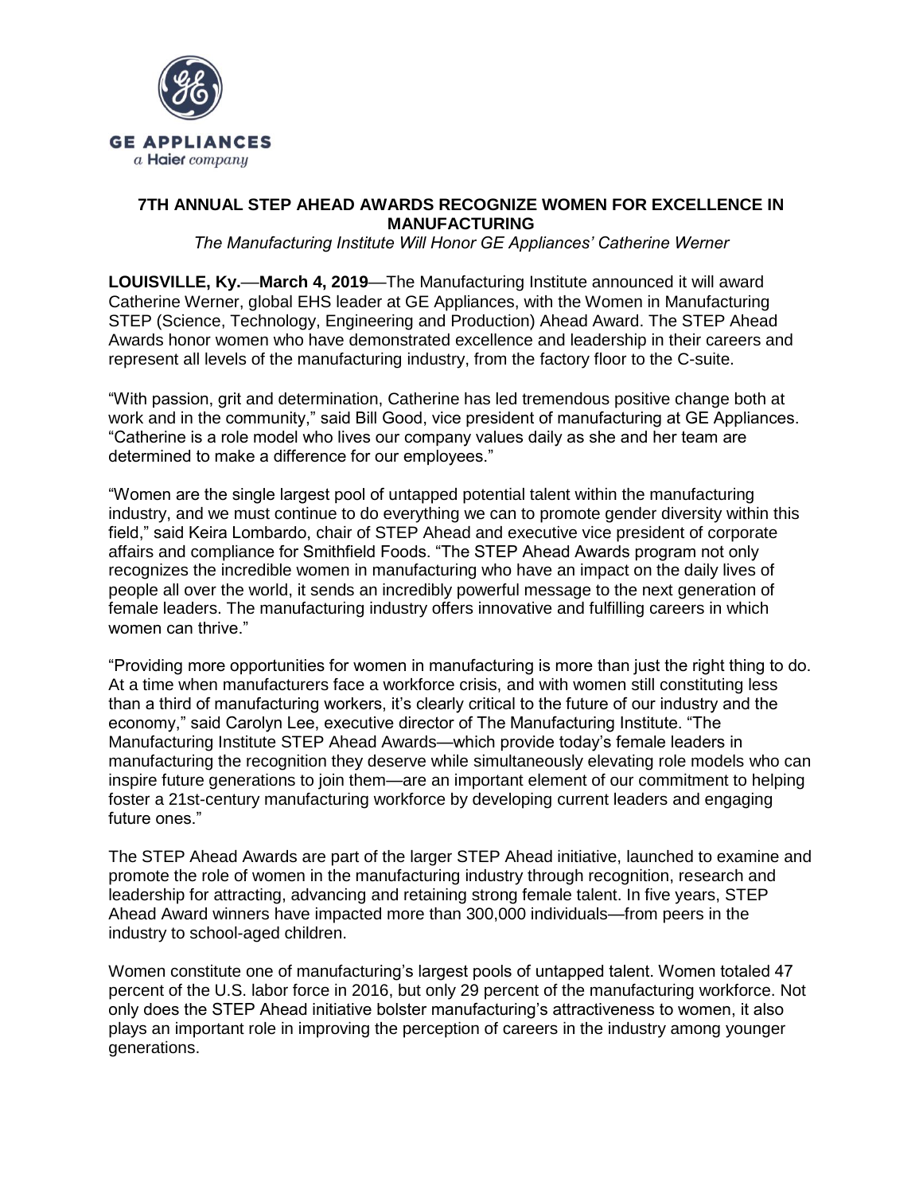GE APPLIANCES
a Haier company

# 7TH ANNUAL STEP AHEAD AWARDS RECOGNIZE WOMEN FOR EXCELLENCE IN MANUFACTURING

*The Manufacturing Institute Will Honor GE Appliances' Catherine Werner*

**LOUISVILLE, Ky.**—**March 4, 2019**—The Manufacturing Institute announced it will award Catherine Werner, global EHS leader at GE Appliances, with the Women in Manufacturing STEP (Science, Technology, Engineering and Production) Ahead Award. The STEP Ahead Awards honor women who have demonstrated excellence and leadership in their careers and represent all levels of the manufacturing industry, from the factory floor to the C-suite.

"With passion, grit and determination, Catherine has led tremendous positive change both at work and in the community," said Bill Good, vice president of manufacturing at GE Appliances. "Catherine is a role model who lives our company values daily as she and her team are determined to make a difference for our employees."

"Women are the single largest pool of untapped potential talent within the manufacturing industry, and we must continue to do everything we can to promote gender diversity within this field," said Keira Lombardo, chair of STEP Ahead and executive vice president of corporate affairs and compliance for Smithfield Foods. "The STEP Ahead Awards program not only recognizes the incredible women in manufacturing who have an impact on the daily lives of people all over the world, it sends an incredibly powerful message to the next generation of female leaders. The manufacturing industry offers innovative and fulfilling careers in which women can thrive."

"Providing more opportunities for women in manufacturing is more than just the right thing to do. At a time when manufacturers face a workforce crisis, and with women still constituting less than a third of manufacturing workers, it's clearly critical to the future of our industry and the economy," said Carolyn Lee, executive director of The Manufacturing Institute. "The Manufacturing Institute STEP Ahead Awards—which provide today's female leaders in manufacturing the recognition they deserve while simultaneously elevating role models who can inspire future generations to join them—are an important element of our commitment to helping foster a 21st-century manufacturing workforce by developing current leaders and engaging future ones."

The STEP Ahead Awards are part of the larger STEP Ahead initiative, launched to examine and promote the role of women in the manufacturing industry through recognition, research and leadership for attracting, advancing and retaining strong female talent. In five years, STEP Ahead Award winners have impacted more than 300,000 individuals—from peers in the industry to school-aged children.

Women constitute one of manufacturing's largest pools of untapped talent. Women totaled 47 percent of the U.S. labor force in 2016, but only 29 percent of the manufacturing workforce. Not only does the STEP Ahead initiative bolster manufacturing's attractiveness to women, it also plays an important role in improving the perception of careers in the industry among younger generations.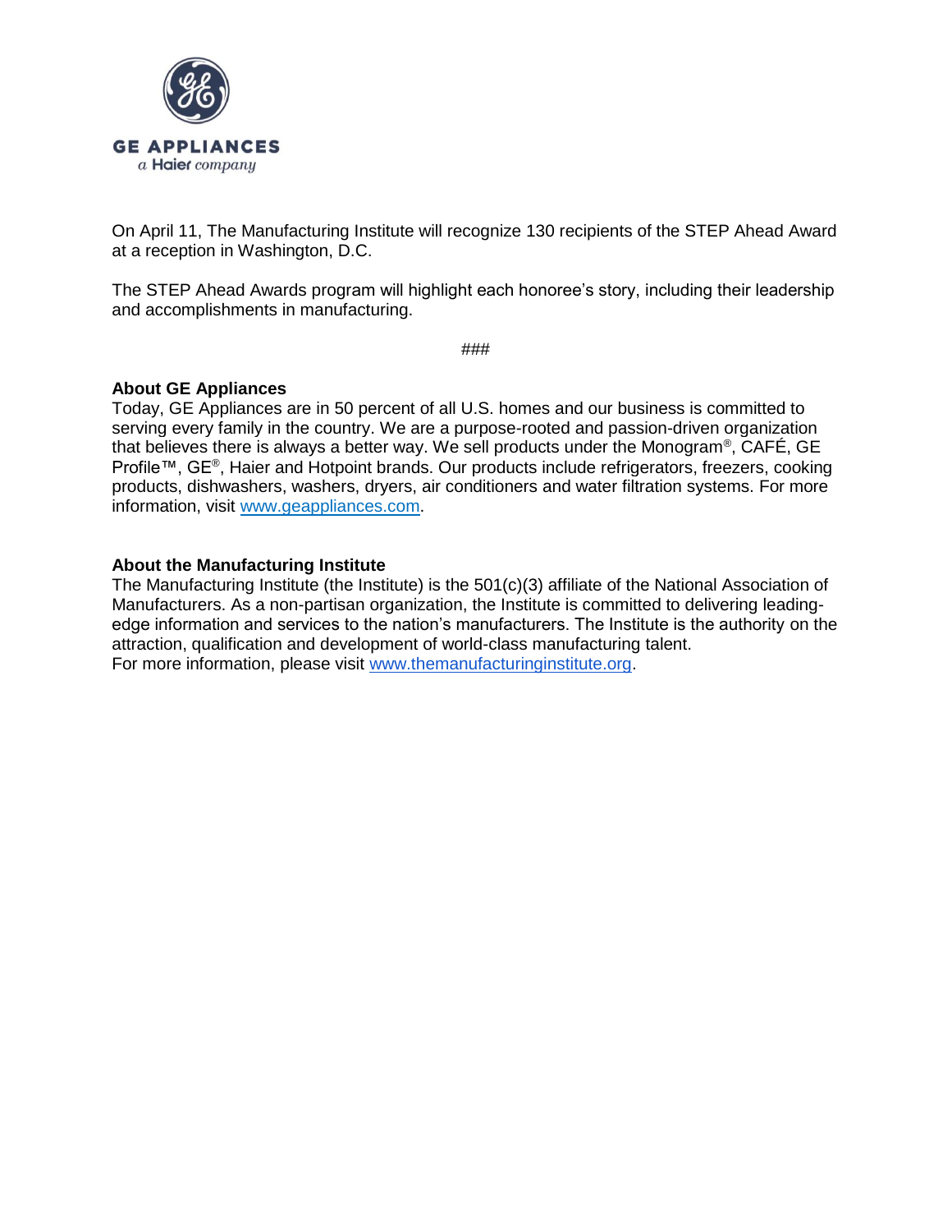GE APPLIANCES
*a* **Haier** *company*

On April 11, The Manufacturing Institute will recognize 130 recipients of the STEP Ahead Award at a reception in Washington, D.C.

The STEP Ahead Awards program will highlight each honoree's story, including their leadership and accomplishments in manufacturing.

###

**About GE Appliances**
Today, GE Appliances are in 50 percent of all U.S. homes and our business is committed to serving every family in the country. We are a purpose-rooted and passion-driven organization that believes there is always a better way. We sell products under the Monogram®, CAFÉ, GE Profile™, GE®, Haier and Hotpoint brands. Our products include refrigerators, freezers, cooking products, dishwashers, washers, dryers, air conditioners and water filtration systems. For more information, visit www.geappliances.com.

**About the Manufacturing Institute**
The Manufacturing Institute (the Institute) is the 501(c)(3) affiliate of the National Association of Manufacturers. As a non-partisan organization, the Institute is committed to delivering leading-edge information and services to the nation's manufacturers. The Institute is the authority on the attraction, qualification and development of world-class manufacturing talent.
For more information, please visit www.themanufacturinginstitute.org.